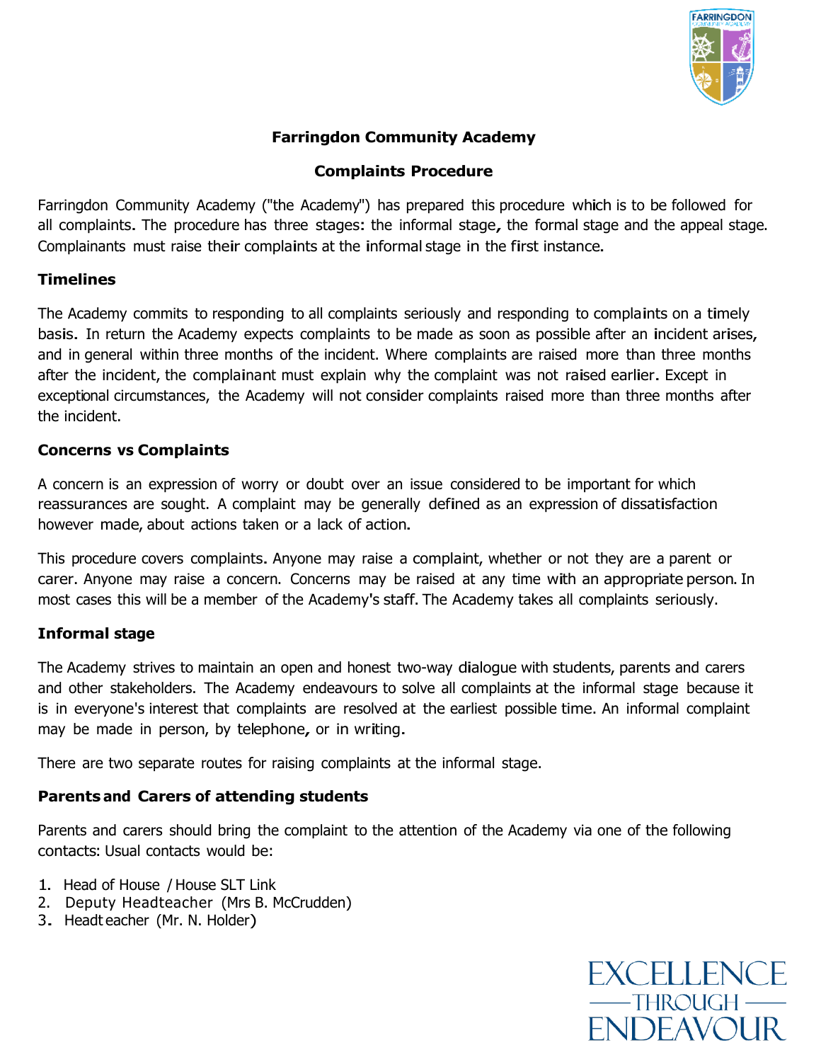# Farringdon Community Academy

## Complaints Procedure

Farringdon Community Academy ("the Academy") has prepared this procedure which is to be followed for all complaints. The procedure has three stages: the informal stage, the formal stage and the appeal stage. Complainants must raise their complaints at the informal stage in the first instance.

### Timelines

The Academy commits to responding to all complaints seriously and responding to complaints on a timely basis. In return the Academy expects complaints to be made as soon as possible after an incident arises, and in general within three months of the incident. Where complaints are raised more than three months after the incident, the complainant must explain why the complaint was not raised earlier. Except in exceptional circumstances, the Academy will not consider complaints raised more than three months after the incident.

### Concerns vs Complaints

A concern is an expression of worry or doubt over an issue considered to be important for which reassurances are sought. A complaint may be generally defined as an expression of dissatisfaction however made, about actions taken or a lack of action.

This procedure covers complaints. Anyone may raise a complaint, whether or not they are a parent or carer. Anyone may raise a concern. Concerns may be raised at any time with an appropriate person. In most cases this will be a member of the Academy's staff. The Academy takes all complaints seriously.

### Informal stage

The Academy strives to maintain an open and honest two-way dialogue with students, parents and carers and other stakeholders. The Academy endeavours to solve all complaints at the informal stage because it is in everyone's interest that complaints are resolved at the earliest possible time. An informal complaint may be made in person, by telephone, or in writing.

There are two separate routes for raising complaints at the informal stage.

### Parents and Carers of attending students

Parents and carers should bring the complaint to the attention of the Academy via one of the following contacts: Usual contacts would be:

1. Head of House / House SLT Link
2. Deputy Headteacher (Mrs B. McCrudden)
3. Headteacher (Mr. N. Holder)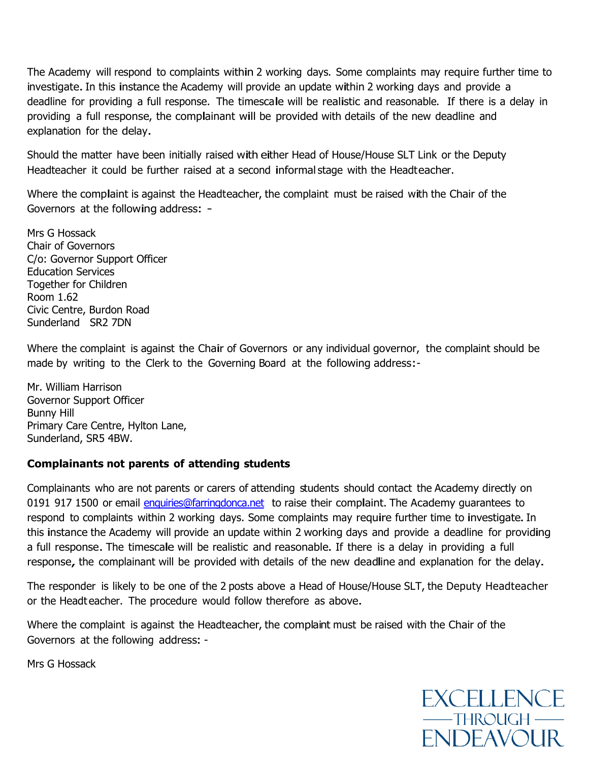The Academy will respond to complaints within 2 working days. Some complaints may require further time to investigate. In this instance the Academy will provide an update within 2 working days and provide a deadline for providing a full response. The timescale will be realistic and reasonable. If there is a delay in providing a full response, the complainant will be provided with details of the new deadline and explanation for the delay.

Should the matter have been initially raised with either Head of House/House SLT Link or the Deputy Headteacher it could be further raised at a second informal stage with the Headteacher.

Where the complaint is against the Headteacher, the complaint must be raised with the Chair of the Governors at the following address: -

Mrs G Hossack  
Chair of Governors  
C/o: Governor Support Officer  
Education Services  
Together for Children  
Room 1.62  
Civic Centre, Burdon Road  
Sunderland SR2 7DN

Where the complaint is against the Chair of Governors or any individual governor, the complaint should be made by writing to the Clerk to the Governing Board at the following address:-

Mr. William Harrison  
Governor Support Officer  
Bunny Hill  
Primary Care Centre, Hylton Lane,  
Sunderland, SR5 4BW.

**Complainants not parents of attending students**

Complainants who are not parents or carers of attending students should contact the Academy directly on 0191 917 1500 or email enquiries@farringdonca.net to raise their complaint. The Academy guarantees to respond to complaints within 2 working days. Some complaints may require further time to investigate. In this instance the Academy will provide an update within 2 working days and provide a deadline for providing a full response. The timescale will be realistic and reasonable. If there is a delay in providing a full response, the complainant will be provided with details of the new deadline and explanation for the delay.

The responder is likely to be one of the 2 posts above a Head of House/House SLT, the Deputy Headteacher or the Headteacher. The procedure would follow therefore as above.

Where the complaint is against the Headteacher, the complaint must be raised with the Chair of the Governors at the following address: -

Mrs G Hossack

EXCELLENCE THROUGH ENDEAVOUR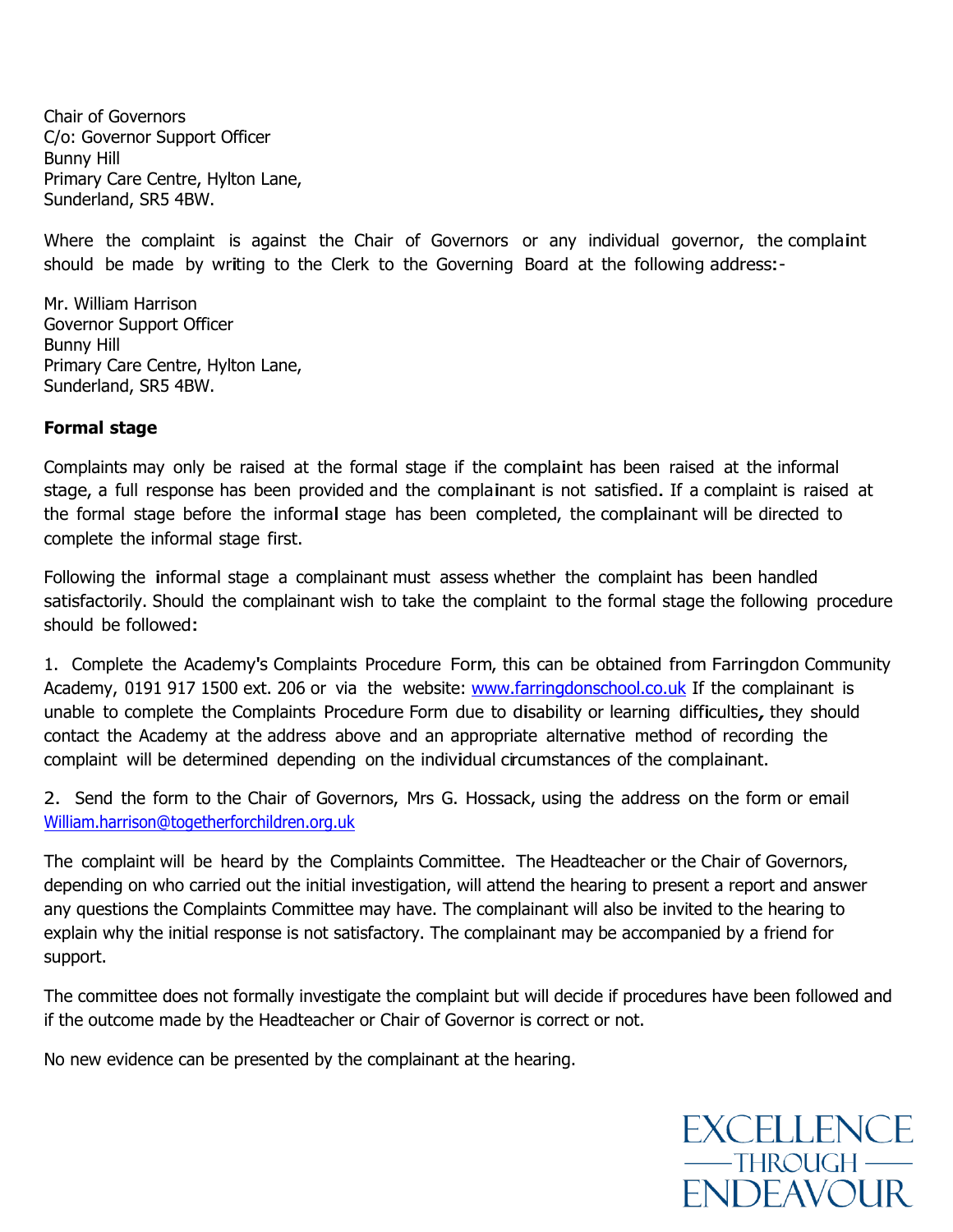Chair of Governors
C/o: Governor Support Officer
Bunny Hill
Primary Care Centre, Hylton Lane,
Sunderland, SR5 4BW.

Where the complaint is against the Chair of Governors or any individual governor, the complaint should be made by writing to the Clerk to the Governing Board at the following address:-

Mr. William Harrison
Governor Support Officer
Bunny Hill
Primary Care Centre, Hylton Lane,
Sunderland, SR5 4BW.

**Formal stage**

Complaints may only be raised at the formal stage if the complaint has been raised at the informal stage, a full response has been provided and the complainant is not satisfied. If a complaint is raised at the formal stage before the informal stage has been completed, the complainant will be directed to complete the informal stage first.

Following the informal stage a complainant must assess whether the complaint has been handled satisfactorily. Should the complainant wish to take the complaint to the formal stage the following procedure should be followed:

1. Complete the Academy's Complaints Procedure Form, this can be obtained from Farringdon Community Academy, 0191 917 1500 ext. 206 or via the website: www.farringdonschool.co.uk If the complainant is unable to complete the Complaints Procedure Form due to disability or learning difficulties, they should contact the Academy at the address above and an appropriate alternative method of recording the complaint will be determined depending on the individual circumstances of the complainant.

2. Send the form to the Chair of Governors, Mrs G. Hossack, using the address on the form or email William.harrison@togetherforchildren.org.uk

The complaint will be heard by the Complaints Committee. The Headteacher or the Chair of Governors, depending on who carried out the initial investigation, will attend the hearing to present a report and answer any questions the Complaints Committee may have. The complainant will also be invited to the hearing to explain why the initial response is not satisfactory. The complainant may be accompanied by a friend for support.

The committee does not formally investigate the complaint but will decide if procedures have been followed and if the outcome made by the Headteacher or Chair of Governor is correct or not.

No new evidence can be presented by the complainant at the hearing.

EXCELLENCE
—— THROUGH ——
ENDEAVOUR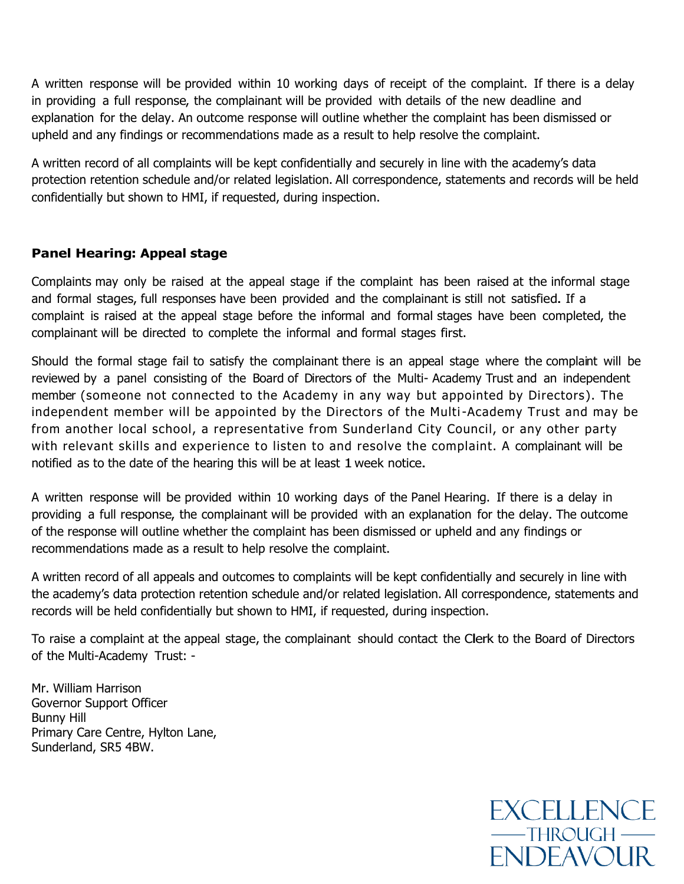A written response will be provided within 10 working days of receipt of the complaint. If there is a delay in providing a full response, the complainant will be provided with details of the new deadline and explanation for the delay. An outcome response will outline whether the complaint has been dismissed or upheld and any findings or recommendations made as a result to help resolve the complaint.

A written record of all complaints will be kept confidentially and securely in line with the academy's data protection retention schedule and/or related legislation. All correspondence, statements and records will be held confidentially but shown to HMI, if requested, during inspection.

**Panel Hearing: Appeal stage**

Complaints may only be raised at the appeal stage if the complaint has been raised at the informal stage and formal stages, full responses have been provided and the complainant is still not satisfied. If a complaint is raised at the appeal stage before the informal and formal stages have been completed, the complainant will be directed to complete the informal and formal stages first.

Should the formal stage fail to satisfy the complainant there is an appeal stage where the complaint will be reviewed by a panel consisting of the Board of Directors of the Multi- Academy Trust and an independent member (someone not connected to the Academy in any way but appointed by Directors). The independent member will be appointed by the Directors of the Multi-Academy Trust and may be from another local school, a representative from Sunderland City Council, or any other party with relevant skills and experience to listen to and resolve the complaint. A complainant will be notified as to the date of the hearing this will be at least 1 week notice.

A written response will be provided within 10 working days of the Panel Hearing. If there is a delay in providing a full response, the complainant will be provided with an explanation for the delay. The outcome of the response will outline whether the complaint has been dismissed or upheld and any findings or recommendations made as a result to help resolve the complaint.

A written record of all appeals and outcomes to complaints will be kept confidentially and securely in line with the academy's data protection retention schedule and/or related legislation. All correspondence, statements and records will be held confidentially but shown to HMI, if requested, during inspection.

To raise a complaint at the appeal stage, the complainant should contact the Clerk to the Board of Directors of the Multi-Academy Trust: -

Mr. William Harrison
Governor Support Officer
Bunny Hill
Primary Care Centre, Hylton Lane,
Sunderland, SR5 4BW.

EXCELLENCE
THROUGH
ENDEAVOUR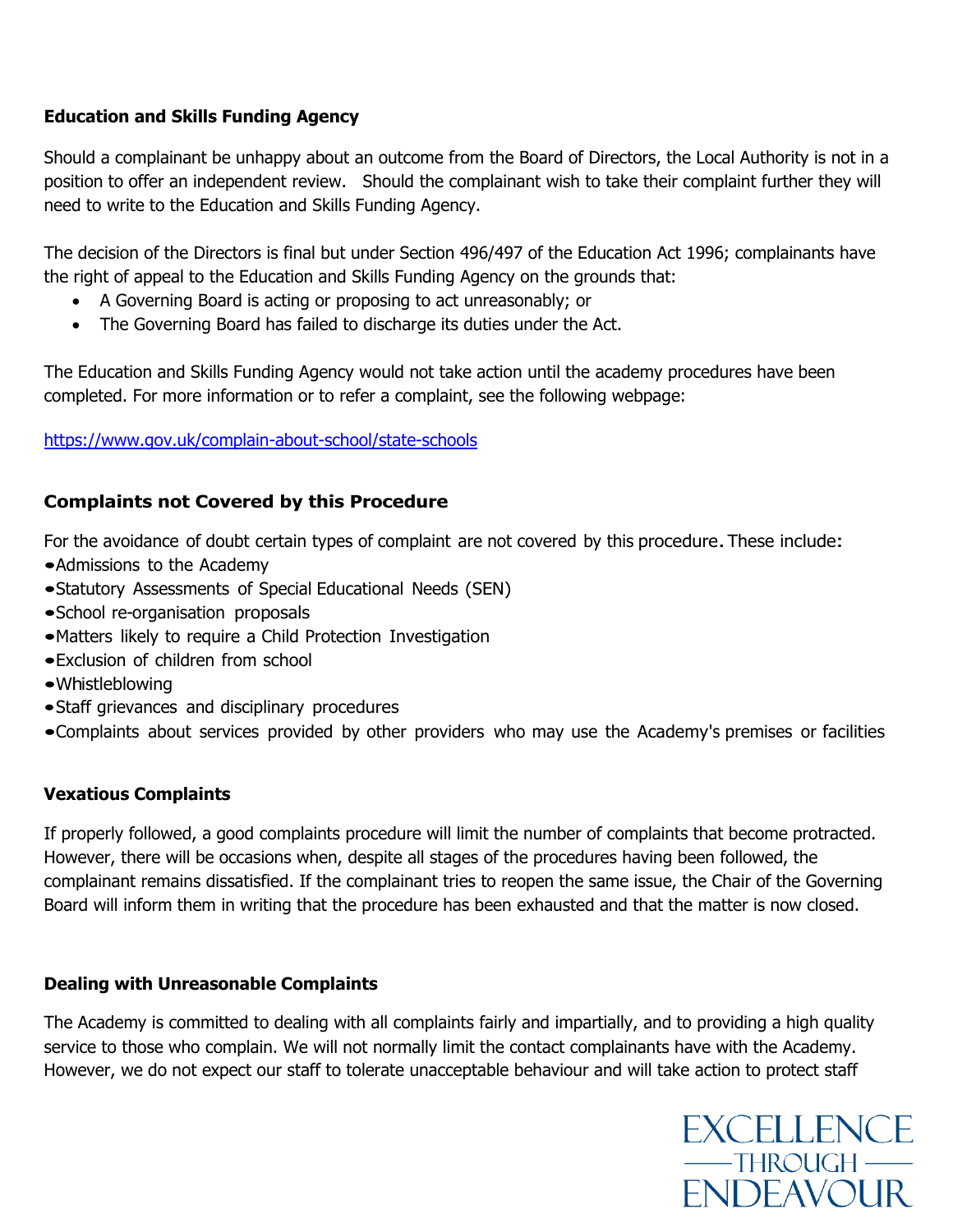**Education and Skills Funding Agency**

Should a complainant be unhappy about an outcome from the Board of Directors, the Local Authority is not in a position to offer an independent review. Should the complainant wish to take their complaint further they will need to write to the Education and Skills Funding Agency.

The decision of the Directors is final but under Section 496/497 of the Education Act 1996; complainants have the right of appeal to the Education and Skills Funding Agency on the grounds that:

- A Governing Board is acting or proposing to act unreasonably; or
- The Governing Board has failed to discharge its duties under the Act.

The Education and Skills Funding Agency would not take action until the academy procedures have been completed. For more information or to refer a complaint, see the following webpage:

https://www.gov.uk/complain-about-school/state-schools

## Complaints not Covered by this Procedure

For the avoidance of doubt certain types of complaint are not covered by this procedure. These include:

- Admissions to the Academy
- Statutory Assessments of Special Educational Needs (SEN)
- School re-organisation proposals
- Matters likely to require a Child Protection Investigation
- Exclusion of children from school
- Whistleblowing
- Staff grievances and disciplinary procedures
- Complaints about services provided by other providers who may use the Academy's premises or facilities

**Vexatious Complaints**

If properly followed, a good complaints procedure will limit the number of complaints that become protracted. However, there will be occasions when, despite all stages of the procedures having been followed, the complainant remains dissatisfied. If the complainant tries to reopen the same issue, the Chair of the Governing Board will inform them in writing that the procedure has been exhausted and that the matter is now closed.

**Dealing with Unreasonable Complaints**

The Academy is committed to dealing with all complaints fairly and impartially, and to providing a high quality service to those who complain. We will not normally limit the contact complainants have with the Academy. However, we do not expect our staff to tolerate unacceptable behaviour and will take action to protect staff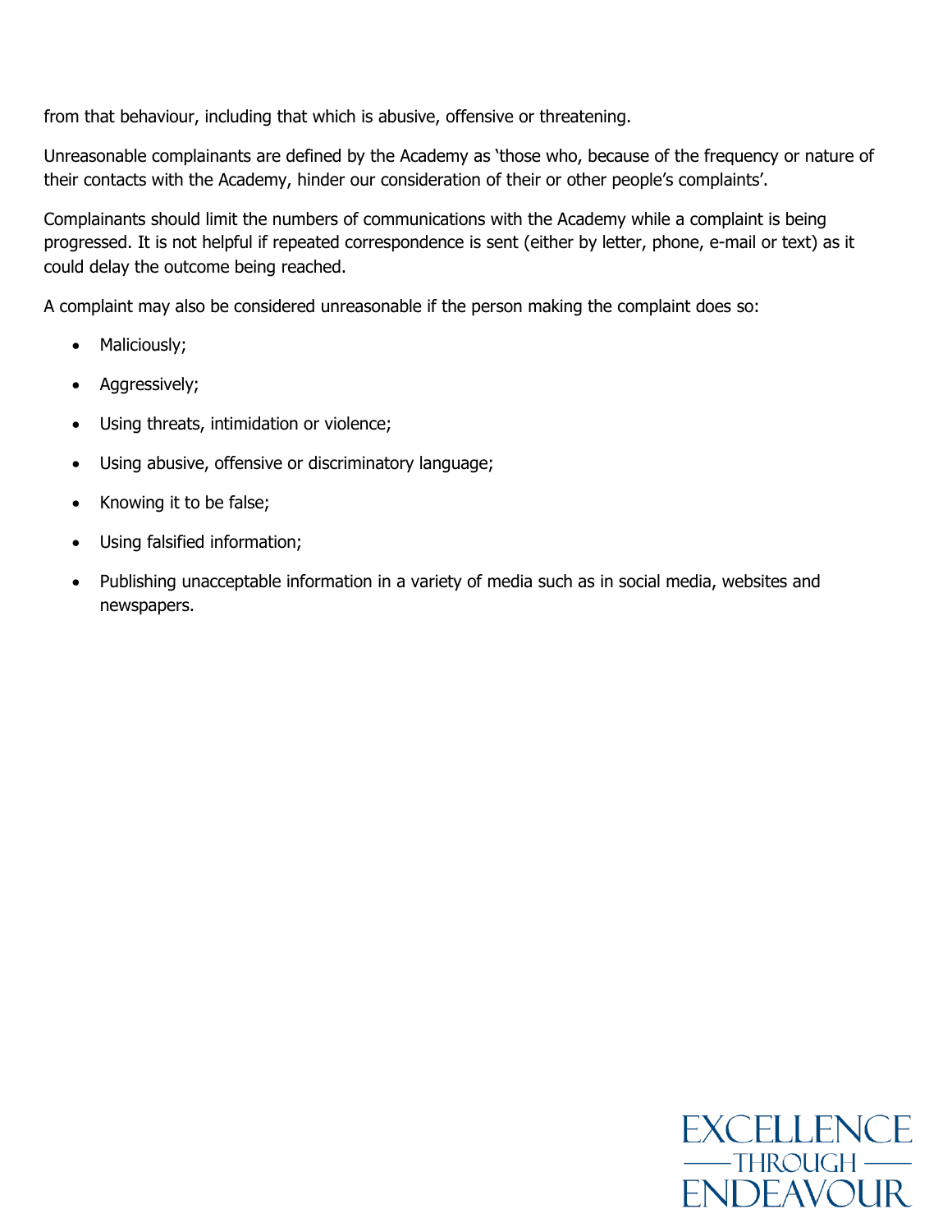from that behaviour, including that which is abusive, offensive or threatening.

Unreasonable complainants are defined by the Academy as 'those who, because of the frequency or nature of their contacts with the Academy, hinder our consideration of their or other people's complaints'.

Complainants should limit the numbers of communications with the Academy while a complaint is being progressed. It is not helpful if repeated correspondence is sent (either by letter, phone, e-mail or text) as it could delay the outcome being reached.

A complaint may also be considered unreasonable if the person making the complaint does so:

- Maliciously;
- Aggressively;
- Using threats, intimidation or violence;
- Using abusive, offensive or discriminatory language;
- Knowing it to be false;
- Using falsified information;
- Publishing unacceptable information in a variety of media such as in social media, websites and newspapers.